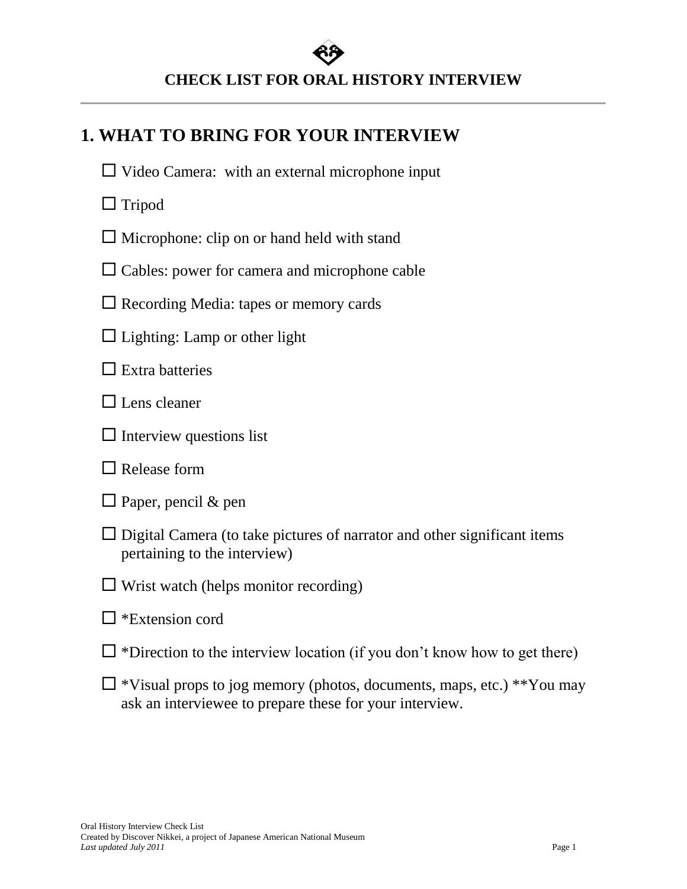# CHECK LIST FOR ORAL HISTORY INTERVIEW

---

## 1. WHAT TO BRING FOR YOUR INTERVIEW

- ☐ Video Camera: with an external microphone input
- ☐ Tripod
- ☐ Microphone: clip on or hand held with stand
- ☐ Cables: power for camera and microphone cable
- ☐ Recording Media: tapes or memory cards
- ☐ Lighting: Lamp or other light
- ☐ Extra batteries
- ☐ Lens cleaner
- ☐ Interview questions list
- ☐ Release form
- ☐ Paper, pencil & pen
- ☐ Digital Camera (to take pictures of narrator and other significant items pertaining to the interview)
- ☐ Wrist watch (helps monitor recording)
- ☐ *Extension cord
- ☐ *Direction to the interview location (if you don't know how to get there)
- ☐ *Visual props to jog memory (photos, documents, maps, etc.) **You may ask an interviewee to prepare these for your interview.

Oral History Interview Check List
Created by Discover Nikkei, a project of Japanese American National Museum
*Last updated July 2011*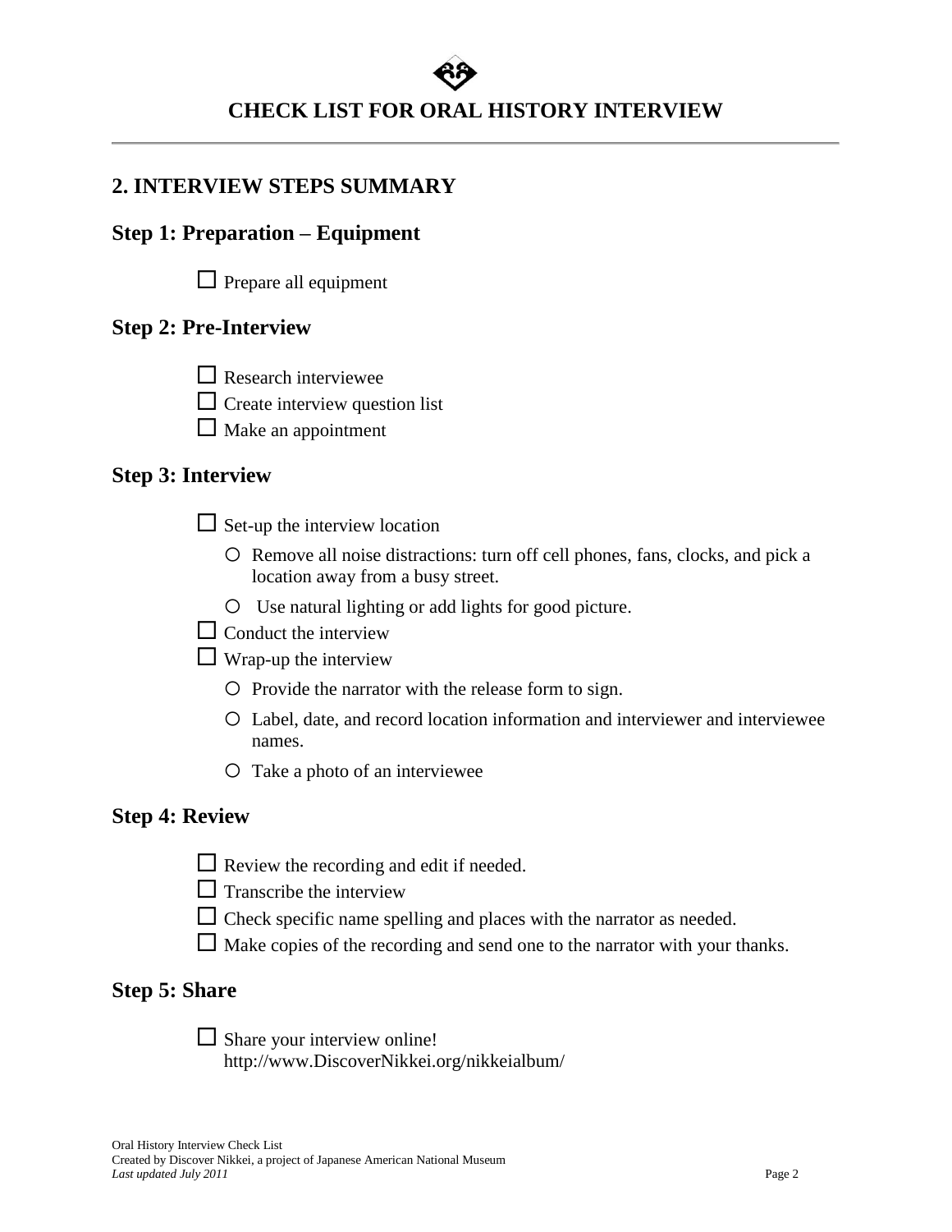# CHECK LIST FOR ORAL HISTORY INTERVIEW

## 2. INTERVIEW STEPS SUMMARY

### Step 1: Preparation – Equipment

- ☐ Prepare all equipment

### Step 2: Pre-Interview

- ☐ Research interviewee
- ☐ Create interview question list
- ☐ Make an appointment

### Step 3: Interview

- ☐ Set-up the interview location
  - Remove all noise distractions: turn off cell phones, fans, clocks, and pick a location away from a busy street.
  - Use natural lighting or add lights for good picture.
- ☐ Conduct the interview
- ☐ Wrap-up the interview
  - Provide the narrator with the release form to sign.
  - Label, date, and record location information and interviewer and interviewee names.
  - Take a photo of an interviewee

### Step 4: Review

- ☐ Review the recording and edit if needed.
- ☐ Transcribe the interview
- ☐ Check specific name spelling and places with the narrator as needed.
- ☐ Make copies of the recording and send one to the narrator with your thanks.

### Step 5: Share

- ☐ Share your interview online!
  http://www.DiscoverNikkei.org/nikkeialbum/

Oral History Interview Check List
Created by Discover Nikkei, a project of Japanese American National Museum
*Last updated July 2011*